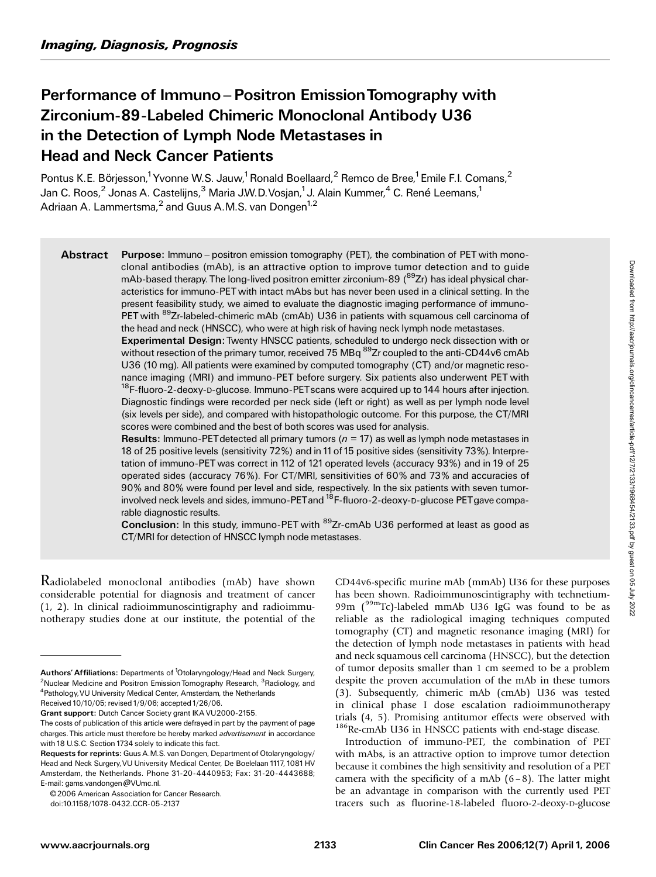*Imaging, Diagnosis, Prognosis*

# Performance of Immuno–Positron Emission Tomography with Zirconium-89-Labeled Chimeric Monoclonal Antibody U36 in the Detection of Lymph Node Metastases in Head and Neck Cancer Patients

Pontus K.E. Börjesson,[1] Yvonne W.S. Jauw,[1] Ronald Boellaard,[2] Remco de Bree,[1] Emile F.I. Comans,[2] Jan C. Roos,[2] Jonas A. Castelijns,[3] Maria J.W.D. Vosjan,[1] J. Alain Kummer,[4] C. René Leemans,[1] Adriaan A. Lammertsma,[2] and Guus A.M.S. van Dongen[1,2]

## Abstract

**Purpose:** Immuno–positron emission tomography (PET), the combination of PET with monoclonal antibodies (mAb), is an attractive option to improve tumor detection and to guide mAb-based therapy. The long-lived positron emitter zirconium-89 ($^{89}$Zr) has ideal physical characteristics for immuno-PET with intact mAbs but has never been used in a clinical setting. In the present feasibility study, we aimed to evaluate the diagnostic imaging performance of immuno-PET with $^{89}$Zr-labeled-chimeric mAb (cmAb) U36 in patients with squamous cell carcinoma of the head and neck (HNSCC), who were at high risk of having neck lymph node metastases.

**Experimental Design:** Twenty HNSCC patients, scheduled to undergo neck dissection with or without resection of the primary tumor, received 75 MBq $^{89}$Zr coupled to the anti-CD44v6 cmAb U36 (10 mg). All patients were examined by computed tomography (CT) and/or magnetic resonance imaging (MRI) and immuno-PET before surgery. Six patients also underwent PET with $^{18}$F-fluoro-2-deoxy-D-glucose. Immuno-PET scans were acquired up to 144 hours after injection. Diagnostic findings were recorded per neck side (left or right) as well as per lymph node level (six levels per side), and compared with histopathologic outcome. For this purpose, the CT/MRI scores were combined and the best of both scores was used for analysis.

**Results:** Immuno-PET detected all primary tumors ($n$ = 17) as well as lymph node metastases in 18 of 25 positive levels (sensitivity 72%) and in 11 of 15 positive sides (sensitivity 73%). Interpretation of immuno-PET was correct in 112 of 121 operated levels (accuracy 93%) and in 19 of 25 operated sides (accuracy 76%). For CT/MRI, sensitivities of 60% and 73% and accuracies of 90% and 80% were found per level and side, respectively. In the six patients with seven tumor-involved neck levels and sides, immuno-PET and $^{18}$F-fluoro-2-deoxy-D-glucose PET gave comparable diagnostic results.

**Conclusion:** In this study, immuno-PET with $^{89}$Zr-cmAb U36 performed at least as good as CT/MRI for detection of HNSCC lymph node metastases.

Radiolabeled monoclonal antibodies (mAb) have shown considerable potential for diagnosis and treatment of cancer (1, 2). In clinical radioimmunoscintigraphy and radioimmunotherapy studies done at our institute, the potential of the CD44v6-specific murine mAb (mmAb) U36 for these purposes has been shown. Radioimmunoscintigraphy with technetium-99m ($^{99m}$Tc)-labeled mmAb U36 IgG was found to be as reliable as the radiological imaging techniques computed tomography (CT) and magnetic resonance imaging (MRI) for the detection of lymph node metastases in patients with head and neck squamous cell carcinoma (HNSCC), but the detection of tumor deposits smaller than 1 cm seemed to be a problem despite the proven accumulation of the mAb in these tumors (3). Subsequently, chimeric mAb (cmAb) U36 was tested in clinical phase I dose escalation radioimmunotherapy trials (4, 5). Promising antitumor effects were observed with $^{186}$Re-cmAb U36 in HNSCC patients with end-stage disease.

Introduction of immuno-PET, the combination of PET with mAbs, is an attractive option to improve tumor detection because it combines the high sensitivity and resolution of a PET camera with the specificity of a mAb (6–8). The latter might be an advantage in comparison with the currently used PET tracers such as fluorine-18-labeled fluoro-2-deoxy-D-glucose

---

**Authors' Affiliations:** Departments of [1]Otolaryngology/Head and Neck Surgery, [2]Nuclear Medicine and Positron Emission Tomography Research, [3]Radiology, and [4]Pathology, VU University Medical Center, Amsterdam, the Netherlands

Received 10/10/05; revised 1/9/06; accepted 1/26/06.

**Grant support:** Dutch Cancer Society grant IKA VU2000-2155.

The costs of publication of this article were defrayed in part by the payment of page charges. This article must therefore be hereby marked *advertisement* in accordance with 18 U.S.C. Section 1734 solely to indicate this fact.

**Requests for reprints:** Guus A.M.S. van Dongen, Department of Otolaryngology/Head and Neck Surgery, VU University Medical Center, De Boelelaan 1117, 1081 HV Amsterdam, the Netherlands. Phone 31-20-4440953; Fax: 31-20-4443688; E-mail: gams.vandongen@VUmc.nl.

©2006 American Association for Cancer Research.

doi:10.1158/1078-0432.CCR-05-2137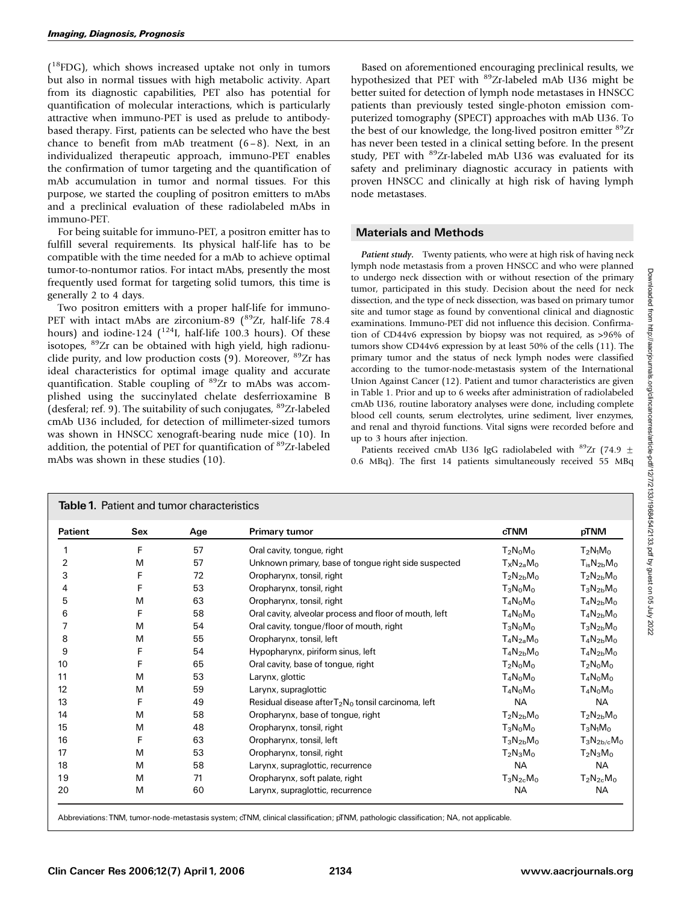($^{18}$FDG), which shows increased uptake not only in tumors but also in normal tissues with high metabolic activity. Apart from its diagnostic capabilities, PET also has potential for quantification of molecular interactions, which is particularly attractive when immuno-PET is used as prelude to antibody-based therapy. First, patients can be selected who have the best chance to benefit from mAb treatment (6–8). Next, in an individualized therapeutic approach, immuno-PET enables the confirmation of tumor targeting and the quantification of mAb accumulation in tumor and normal tissues. For this purpose, we started the coupling of positron emitters to mAbs and a preclinical evaluation of these radiolabeled mAbs in immuno-PET.

For being suitable for immuno-PET, a positron emitter has to fulfill several requirements. Its physical half-life has to be compatible with the time needed for a mAb to achieve optimal tumor-to-nontumor ratios. For intact mAbs, presently the most frequently used format for targeting solid tumors, this time is generally 2 to 4 days.

Two positron emitters with a proper half-life for immuno-PET with intact mAbs are zirconium-89 ($^{89}$Zr, half-life 78.4 hours) and iodine-124 ($^{124}$I, half-life 100.3 hours). Of these isotopes, $^{89}$Zr can be obtained with high yield, high radionuclide purity, and low production costs (9). Moreover, $^{89}$Zr has ideal characteristics for optimal image quality and accurate quantification. Stable coupling of $^{89}$Zr to mAbs was accomplished using the succinylated chelate desferrioxamine B (desferal; ref. 9). The suitability of such conjugates, $^{89}$Zr-labeled cmAb U36 included, for detection of millimeter-sized tumors was shown in HNSCC xenograft-bearing nude mice (10). In addition, the potential of PET for quantification of $^{89}$Zr-labeled mAbs was shown in these studies (10).

Based on aforementioned encouraging preclinical results, we hypothesized that PET with $^{89}$Zr-labeled mAb U36 might be better suited for detection of lymph node metastases in HNSCC patients than previously tested single-photon emission computerized tomography (SPECT) approaches with mAb U36. To the best of our knowledge, the long-lived positron emitter $^{89}$Zr has never been tested in a clinical setting before. In the present study, PET with $^{89}$Zr-labeled mAb U36 was evaluated for its safety and preliminary diagnostic accuracy in patients with proven HNSCC and clinically at high risk of having lymph node metastases.

## Materials and Methods

***Patient study.*** Twenty patients, who were at high risk of having neck lymph node metastasis from a proven HNSCC and who were planned to undergo neck dissection with or without resection of the primary tumor, participated in this study. Decision about the need for neck dissection, and the type of neck dissection, was based on primary tumor site and tumor stage as found by conventional clinical and diagnostic examinations. Immuno-PET did not influence this decision. Confirmation of CD44v6 expression by biopsy was not required, as >96% of tumors show CD44v6 expression by at least 50% of the cells (11). The primary tumor and the status of neck lymph nodes were classified according to the tumor-node-metastasis system of the International Union Against Cancer (12). Patient and tumor characteristics are given in Table 1. Prior and up to 6 weeks after administration of radiolabeled cmAb U36, routine laboratory analyses were done, including complete blood cell counts, serum electrolytes, urine sediment, liver enzymes, and renal and thyroid functions. Vital signs were recorded before and up to 3 hours after injection.

Patients received cmAb U36 IgG radiolabeled with $^{89}$Zr (74.9 ± 0.6 MBq). The first 14 patients simultaneously received 55 MBq

**Table 1.** Patient and tumor characteristics

| Patient | Sex | Age | Primary tumor | cTNM | pTNM |
|---|---|---|---|---|---|
| 1 | F | 57 | Oral cavity, tongue, right | $T_2N_0M_0$ | $T_2N_1M_0$ |
| 2 | M | 57 | Unknown primary, base of tongue right side suspected | $T_XN_{2a}M_0$ | $T_{is}N_{2b}M_0$ |
| 3 | F | 72 | Oropharynx, tonsil, right | $T_2N_{2b}M_0$ | $T_2N_{2b}M_0$ |
| 4 | F | 53 | Oropharynx, tonsil, right | $T_3N_0M_0$ | $T_3N_{2b}M_0$ |
| 5 | M | 63 | Oropharynx, tonsil, right | $T_4N_0M_0$ | $T_4N_{2b}M_0$ |
| 6 | F | 58 | Oral cavity, alveolar process and floor of mouth, left | $T_4N_0M_0$ | $T_4N_{2b}M_0$ |
| 7 | M | 54 | Oral cavity, tongue/floor of mouth, right | $T_3N_0M_0$ | $T_3N_{2b}M_0$ |
| 8 | M | 55 | Oropharynx, tonsil, left | $T_4N_{2a}M_0$ | $T_4N_{2b}M_0$ |
| 9 | F | 54 | Hypopharynx, piriform sinus, left | $T_4N_{2b}M_0$ | $T_4N_{2b}M_0$ |
| 10 | F | 65 | Oral cavity, base of tongue, right | $T_2N_0M_0$ | $T_2N_0M_0$ |
| 11 | M | 53 | Larynx, glottic | $T_4N_0M_0$ | $T_4N_0M_0$ |
| 12 | M | 59 | Larynx, supraglottic | $T_4N_0M_0$ | $T_4N_0M_0$ |
| 13 | F | 49 | Residual disease after $T_2N_0$ tonsil carcinoma, left | NA | NA |
| 14 | M | 58 | Oropharynx, base of tongue, right | $T_2N_{2b}M_0$ | $T_2N_{2b}M_0$ |
| 15 | M | 48 | Oropharynx, tonsil, right | $T_3N_0M_0$ | $T_3N_1M_0$ |
| 16 | F | 63 | Oropharynx, tonsil, left | $T_3N_{2b}M_0$ | $T_3N_{2b/c}M_0$ |
| 17 | M | 53 | Oropharynx, tonsil, right | $T_2N_3M_0$ | $T_2N_3M_0$ |
| 18 | M | 58 | Larynx, supraglottic, recurrence | NA | NA |
| 19 | M | 71 | Oropharynx, soft palate, right | $T_3N_{2c}M_0$ | $T_2N_{2c}M_0$ |
| 20 | M | 60 | Larynx, supraglottic, recurrence | NA | NA |

Abbreviations: TNM, tumor-node-metastasis system; cTNM, clinical classification; pTNM, pathologic classification; NA, not applicable.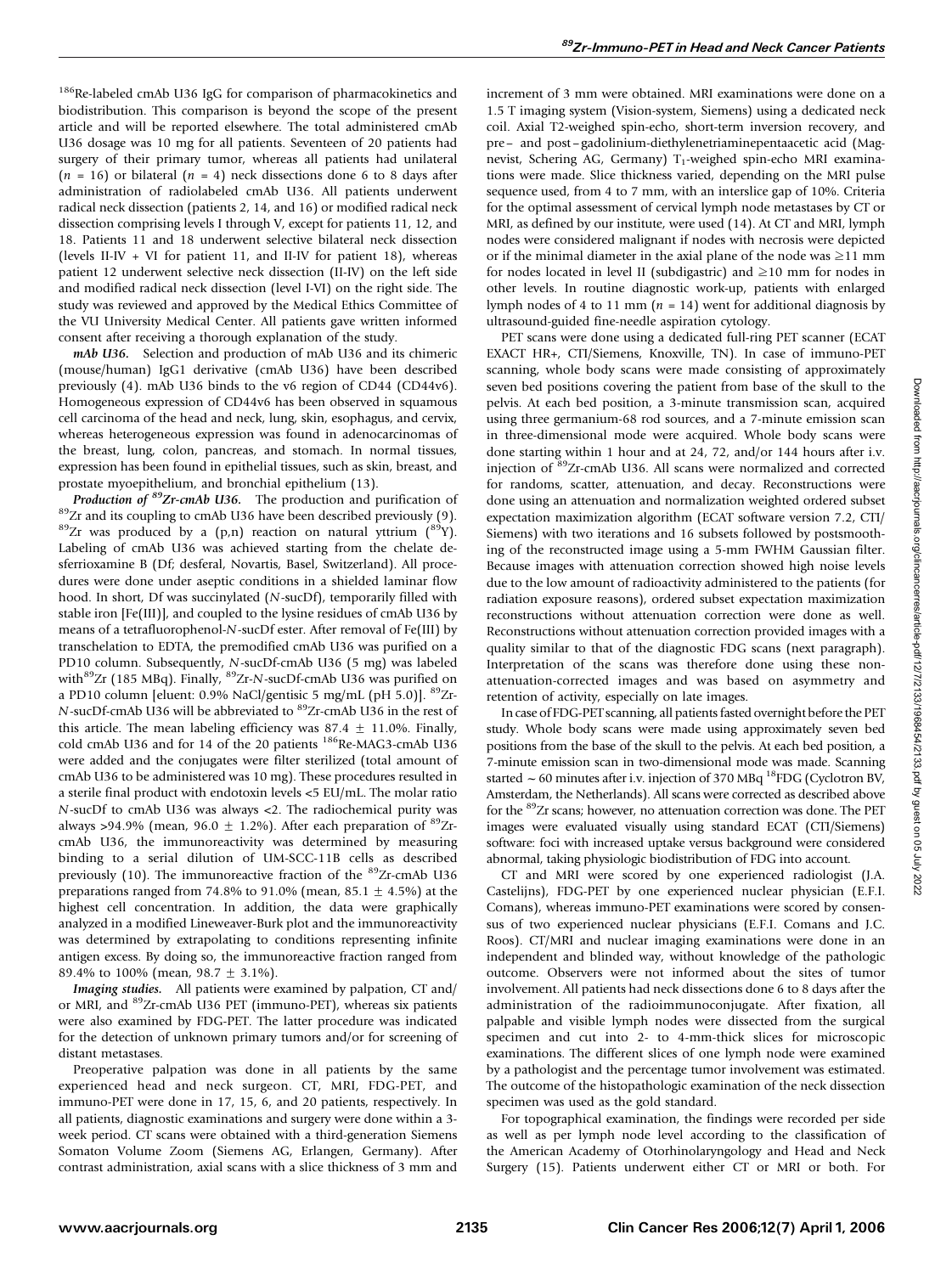[186]Re-labeled cmAb U36 IgG for comparison of pharmacokinetics and biodistribution. This comparison is beyond the scope of the present article and will be reported elsewhere. The total administered cmAb U36 dosage was 10 mg for all patients. Seventeen of 20 patients had surgery of their primary tumor, whereas all patients had unilateral ($n = 16$) or bilateral ($n = 4$) neck dissections done 6 to 8 days after administration of radiolabeled cmAb U36. All patients underwent radical neck dissection (patients 2, 14, and 16) or modified radical neck dissection comprising levels I through V, except for patients 11, 12, and 18. Patients 11 and 18 underwent selective bilateral neck dissection (levels II-IV + VI for patient 11, and II-IV for patient 18), whereas patient 12 underwent selective neck dissection (II-IV) on the left side and modified radical neck dissection (level I-VI) on the right side. The study was reviewed and approved by the Medical Ethics Committee of the VU University Medical Center. All patients gave written informed consent after receiving a thorough explanation of the study.

***mAb U36.*** Selection and production of mAb U36 and its chimeric (mouse/human) IgG1 derivative (cmAb U36) have been described previously (4). mAb U36 binds to the v6 region of CD44 (CD44v6). Homogeneous expression of CD44v6 has been observed in squamous cell carcinoma of the head and neck, lung, skin, esophagus, and cervix, whereas heterogeneous expression was found in adenocarcinomas of the breast, lung, colon, pancreas, and stomach. In normal tissues, expression has been found in epithelial tissues, such as skin, breast, and prostate myoepithelium, and bronchial epithelium (13).

***Production of $^{89}$Zr-cmAb U36.*** The production and purification of $^{89}$Zr and its coupling to cmAb U36 have been described previously (9). $^{89}$Zr was produced by a (p,n) reaction on natural yttrium ($^{89}$Y). Labeling of cmAb U36 was achieved starting from the chelate desferrioxamine B (Df; desferal, Novartis, Basel, Switzerland). All procedures were done under aseptic conditions in a shielded laminar flow hood. In short, Df was succinylated (*N*-sucDf), temporarily filled with stable iron [Fe(III)], and coupled to the lysine residues of cmAb U36 by means of a tetrafluorophenol-*N*-sucDf ester. After removal of Fe(III) by transchelation to EDTA, the premodified cmAb U36 was purified on a PD10 column. Subsequently, *N*-sucDf-cmAb U36 (5 mg) was labeled with $^{89}$Zr (185 MBq). Finally, $^{89}$Zr-*N*-sucDf-cmAb U36 was purified on a PD10 column [eluent: 0.9% NaCl/gentisic 5 mg/mL (pH 5.0)]. $^{89}$Zr-*N*-sucDf-cmAb U36 will be abbreviated to $^{89}$Zr-cmAb U36 in the rest of this article. The mean labeling efficiency was 87.4 ± 11.0%. Finally, cold cmAb U36 and for 14 of the 20 patients $^{186}$Re-MAG3-cmAb U36 were added and the conjugates were filter sterilized (total amount of cmAb U36 to be administered was 10 mg). These procedures resulted in a sterile final product with endotoxin levels <5 EU/mL. The molar ratio *N*-sucDf to cmAb U36 was always <2. The radiochemical purity was always >94.9% (mean, 96.0 ± 1.2%). After each preparation of $^{89}$Zr-cmAb U36, the immunoreactivity was determined by measuring binding to a serial dilution of UM-SCC-11B cells as described previously (10). The immunoreactive fraction of the $^{89}$Zr-cmAb U36 preparations ranged from 74.8% to 91.0% (mean, 85.1 ± 4.5%) at the highest cell concentration. In addition, the data were graphically analyzed in a modified Lineweaver-Burk plot and the immunoreactivity was determined by extrapolating to conditions representing infinite antigen excess. By doing so, the immunoreactive fraction ranged from 89.4% to 100% (mean, 98.7 ± 3.1%).

***Imaging studies.*** All patients were examined by palpation, CT and/or MRI, and $^{89}$Zr-cmAb U36 PET (immuno-PET), whereas six patients were also examined by FDG-PET. The latter procedure was indicated for the detection of unknown primary tumors and/or for screening of distant metastases.

Preoperative palpation was done in all patients by the same experienced head and neck surgeon. CT, MRI, FDG-PET, and immuno-PET were done in 17, 15, 6, and 20 patients, respectively. In all patients, diagnostic examinations and surgery were done within a 3-week period. CT scans were obtained with a third-generation Siemens Somaton Volume Zoom (Siemens AG, Erlangen, Germany). After contrast administration, axial scans with a slice thickness of 3 mm and increment of 3 mm were obtained. MRI examinations were done on a 1.5 T imaging system (Vision-system, Siemens) using a dedicated neck coil. Axial T2-weighed spin-echo, short-term inversion recovery, and pre– and post–gadolinium-diethylenetriaminepentaacetic acid (Magnevist, Schering AG, Germany) $T_1$-weighed spin-echo MRI examinations were made. Slice thickness varied, depending on the MRI pulse sequence used, from 4 to 7 mm, with an interslice gap of 10%. Criteria for the optimal assessment of cervical lymph node metastases by CT or MRI, as defined by our institute, were used (14). At CT and MRI, lymph nodes were considered malignant if nodes with necrosis were depicted or if the minimal diameter in the axial plane of the node was ≥11 mm for nodes located in level II (subdigastric) and ≥10 mm for nodes in other levels. In routine diagnostic work-up, patients with enlarged lymph nodes of 4 to 11 mm ($n = 14$) went for additional diagnosis by ultrasound-guided fine-needle aspiration cytology.

PET scans were done using a dedicated full-ring PET scanner (ECAT EXACT HR+, CTI/Siemens, Knoxville, TN). In case of immuno-PET scanning, whole body scans were made consisting of approximately seven bed positions covering the patient from base of the skull to the pelvis. At each bed position, a 3-minute transmission scan, acquired using three germanium-68 rod sources, and a 7-minute emission scan in three-dimensional mode were acquired. Whole body scans were done starting within 1 hour and at 24, 72, and/or 144 hours after i.v. injection of $^{89}$Zr-cmAb U36. All scans were normalized and corrected for randoms, scatter, attenuation, and decay. Reconstructions were done using an attenuation and normalization weighted ordered subset expectation maximization algorithm (ECAT software version 7.2, CTI/Siemens) with two iterations and 16 subsets followed by postsmoothing of the reconstructed image using a 5-mm FWHM Gaussian filter. Because images with attenuation correction showed high noise levels due to the low amount of radioactivity administered to the patients (for radiation exposure reasons), ordered subset expectation maximization reconstructions without attenuation correction were done as well. Reconstructions without attenuation correction provided images with a quality similar to that of the diagnostic FDG scans (next paragraph). Interpretation of the scans was therefore done using these non-attenuation-corrected images and was based on asymmetry and retention of activity, especially on late images.

In case of FDG-PET scanning, all patients fasted overnight before the PET study. Whole body scans were made using approximately seven bed positions from the base of the skull to the pelvis. At each bed position, a 7-minute emission scan in two-dimensional mode was made. Scanning started ~60 minutes after i.v. injection of 370 MBq $^{18}$FDG (Cyclotron BV, Amsterdam, the Netherlands). All scans were corrected as described above for the $^{89}$Zr scans; however, no attenuation correction was done. The PET images were evaluated visually using standard ECAT (CTI/Siemens) software: foci with increased uptake versus background were considered abnormal, taking physiologic biodistribution of FDG into account.

CT and MRI were scored by one experienced radiologist (J.A. Castelijns), FDG-PET by one experienced nuclear physician (E.F.I. Comans), whereas immuno-PET examinations were scored by consensus of two experienced nuclear physicians (E.F.I. Comans and J.C. Roos). CT/MRI and nuclear imaging examinations were done in an independent and blinded way, without knowledge of the pathologic outcome. Observers were not informed about the sites of tumor involvement. All patients had neck dissections done 6 to 8 days after the administration of the radioimmunoconjugate. After fixation, all palpable and visible lymph nodes were dissected from the surgical specimen and cut into 2- to 4-mm-thick slices for microscopic examinations. The different slices of one lymph node were examined by a pathologist and the percentage tumor involvement was estimated. The outcome of the histopathologic examination of the neck dissection specimen was used as the gold standard.

For topographical examination, the findings were recorded per side as well as per lymph node level according to the classification of the American Academy of Otorhinolaryngology and Head and Neck Surgery (15). Patients underwent either CT or MRI or both. For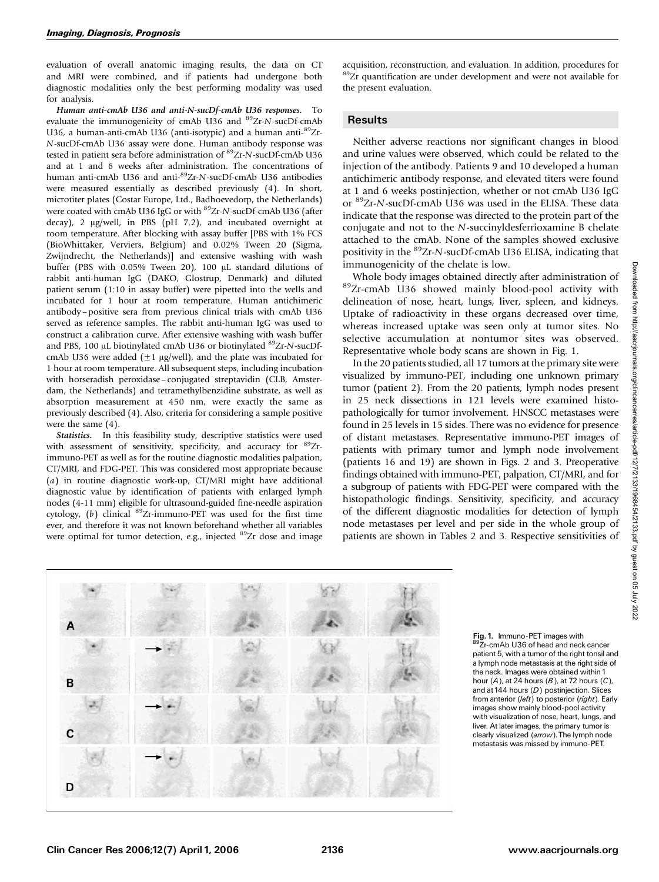evaluation of overall anatomic imaging results, the data on CT and MRI were combined, and if patients had undergone both diagnostic modalities only the best performing modality was used for analysis.

***Human anti-cmAb U36 and anti-N-sucDf-cmAb U36 responses.*** To evaluate the immunogenicity of cmAb U36 and $^{89}$Zr-*N*-sucDf-cmAb U36, a human-anti-cmAb U36 (anti-isotypic) and a human anti-$^{89}$Zr-*N*-sucDf-cmAb U36 assay were done. Human antibody response was tested in patient sera before administration of $^{89}$Zr-*N*-sucDf-cmAb U36 and at 1 and 6 weeks after administration. The concentrations of human anti-cmAb U36 and anti-$^{89}$Zr-*N*-sucDf-cmAb U36 antibodies were measured essentially as described previously (4). In short, microtiter plates (Costar Europe, Ltd., Badhoevedorp, the Netherlands) were coated with cmAb U36 IgG or with $^{89}$Zr-*N*-sucDf-cmAb U36 (after decay), 2 μg/well, in PBS (pH 7.2), and incubated overnight at room temperature. After blocking with assay buffer [PBS with 1% FCS (BioWhittaker, Verviers, Belgium) and 0.02% Tween 20 (Sigma, Zwijndrecht, the Netherlands)] and extensive washing with wash buffer (PBS with 0.05% Tween 20), 100 μL standard dilutions of rabbit anti-human IgG (DAKO, Glostrup, Denmark) and diluted patient serum (1:10 in assay buffer) were pipetted into the wells and incubated for 1 hour at room temperature. Human antichimeric antibody–positive sera from previous clinical trials with cmAb U36 served as reference samples. The rabbit anti-human IgG was used to construct a calibration curve. After extensive washing with wash buffer and PBS, 100 μL biotinylated cmAb U36 or biotinylated $^{89}$Zr-*N*-sucDf-cmAb U36 were added (±1 μg/well), and the plate was incubated for 1 hour at room temperature. All subsequent steps, including incubation with horseradish peroxidase–conjugated streptavidin (CLB, Amsterdam, the Netherlands) and tetramethylbenzidine substrate, as well as absorption measurement at 450 nm, were exactly the same as previously described (4). Also, criteria for considering a sample positive were the same (4).

***Statistics.*** In this feasibility study, descriptive statistics were used with assessment of sensitivity, specificity, and accuracy for $^{89}$Zr-immuno-PET as well as for the routine diagnostic modalities palpation, CT/MRI, and FDG-PET. This was considered most appropriate because (*a*) in routine diagnostic work-up, CT/MRI might have additional diagnostic value by identification of patients with enlarged lymph nodes (4-11 mm) eligible for ultrasound-guided fine-needle aspiration cytology, (*b*) clinical $^{89}$Zr-immuno-PET was used for the first time ever, and therefore it was not known beforehand whether all variables were optimal for tumor detection, e.g., injected $^{89}$Zr dose and image acquisition, reconstruction, and evaluation. In addition, procedures for $^{89}$Zr quantification are under development and were not available for the present evaluation.

## Results

Neither adverse reactions nor significant changes in blood and urine values were observed, which could be related to the injection of the antibody. Patients 9 and 10 developed a human antichimeric antibody response, and elevated titers were found at 1 and 6 weeks postinjection, whether or not cmAb U36 IgG or $^{89}$Zr-*N*-sucDf-cmAb U36 was used in the ELISA. These data indicate that the response was directed to the protein part of the conjugate and not to the *N*-succinyldesferrioxamine B chelate attached to the cmAb. None of the samples showed exclusive positivity in the $^{89}$Zr-*N*-sucDf-cmAb U36 ELISA, indicating that immunogenicity of the chelate is low.

Whole body images obtained directly after administration of $^{89}$Zr-cmAb U36 showed mainly blood-pool activity with delineation of nose, heart, lungs, liver, spleen, and kidneys. Uptake of radioactivity in these organs decreased over time, whereas increased uptake was seen only at tumor sites. No selective accumulation at nontumor sites was observed. Representative whole body scans are shown in Fig. 1.

In the 20 patients studied, all 17 tumors at the primary site were visualized by immuno-PET, including one unknown primary tumor (patient 2). From the 20 patients, lymph nodes present in 25 neck dissections in 121 levels were examined histopathologically for tumor involvement. HNSCC metastases were found in 25 levels in 15 sides. There was no evidence for presence of distant metastases. Representative immuno-PET images of patients with primary tumor and lymph node involvement (patients 16 and 19) are shown in Figs. 2 and 3. Preoperative findings obtained with immuno-PET, palpation, CT/MRI, and for a subgroup of patients with FDG-PET were compared with the histopathologic findings. Sensitivity, specificity, and accuracy of the different diagnostic modalities for detection of lymph node metastases per level and per side in the whole group of patients are shown in Tables 2 and 3. Respective sensitivities of

**Fig. 1.** Immuno-PET images with $^{89}$Zr-cmAb U36 of head and neck cancer patient 5, with a tumor of the right tonsil and a lymph node metastasis at the right side of the neck. Images were obtained within 1 hour (*A*), at 24 hours (*B*), at 72 hours (*C*), and at 144 hours (*D*) postinjection. Slices from anterior (*left*) to posterior (*right*). Early images show mainly blood-pool activity with visualization of nose, heart, lungs, and liver. At later images, the primary tumor is clearly visualized (*arrow*). The lymph node metastasis was missed by immuno-PET.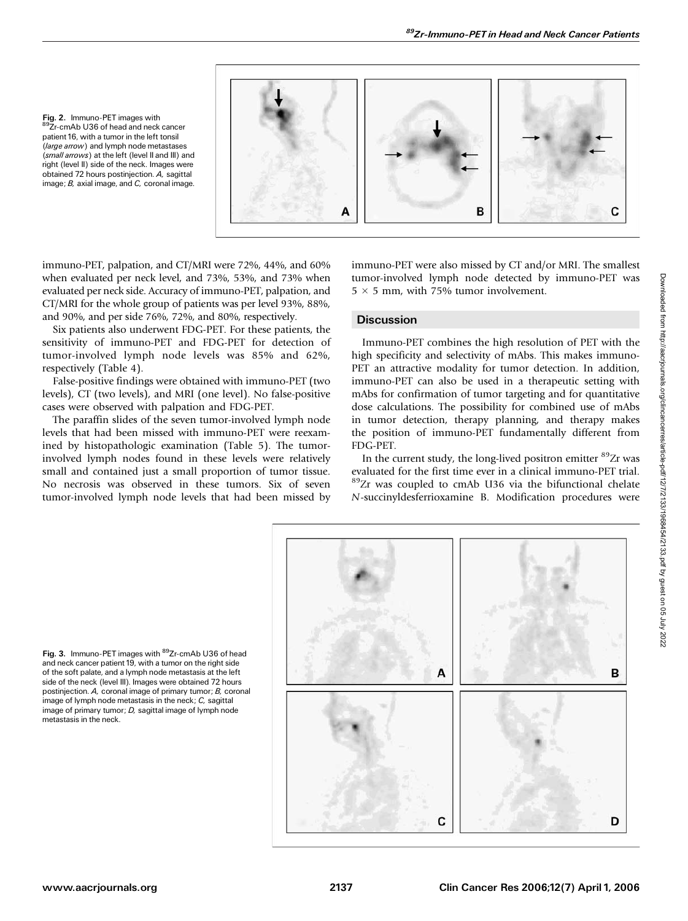Fig. 2. Immuno-PET images with $^{89}$Zr-cmAb U36 of head and neck cancer patient 16, with a tumor in the left tonsil (*large arrow*) and lymph node metastases (*small arrows*) at the left (level II and III) and right (level II) side of the neck. Images were obtained 72 hours postinjection. *A,* sagittal image; *B,* axial image, and *C,* coronal image.

immuno-PET, palpation, and CT/MRI were 72%, 44%, and 60% when evaluated per neck level, and 73%, 53%, and 73% when evaluated per neck side. Accuracy of immuno-PET, palpation, and CT/MRI for the whole group of patients was per level 93%, 88%, and 90%, and per side 76%, 72%, and 80%, respectively.

Six patients also underwent FDG-PET. For these patients, the sensitivity of immuno-PET and FDG-PET for detection of tumor-involved lymph node levels was 85% and 62%, respectively (Table 4).

False-positive findings were obtained with immuno-PET (two levels), CT (two levels), and MRI (one level). No false-positive cases were observed with palpation and FDG-PET.

The paraffin slides of the seven tumor-involved lymph node levels that had been missed with immuno-PET were reexamined by histopathologic examination (Table 5). The tumor-involved lymph nodes found in these levels were relatively small and contained just a small proportion of tumor tissue. No necrosis was observed in these tumors. Six of seven tumor-involved lymph node levels that had been missed by immuno-PET were also missed by CT and/or MRI. The smallest tumor-involved lymph node detected by immuno-PET was $5 \times 5$ mm, with 75% tumor involvement.

## Discussion

Immuno-PET combines the high resolution of PET with the high specificity and selectivity of mAbs. This makes immuno-PET an attractive modality for tumor detection. In addition, immuno-PET can also be used in a therapeutic setting with mAbs for confirmation of tumor targeting and for quantitative dose calculations. The possibility for combined use of mAbs in tumor detection, therapy planning, and therapy makes the position of immuno-PET fundamentally different from FDG-PET.

In the current study, the long-lived positron emitter $^{89}$Zr was evaluated for the first time ever in a clinical immuno-PET trial. $^{89}$Zr was coupled to cmAb U36 via the bifunctional chelate *N*-succinyldesferrioxamine B. Modification procedures were

Fig. 3. Immuno-PET images with $^{89}$Zr-cmAb U36 of head and neck cancer patient 19, with a tumor on the right side of the soft palate, and a lymph node metastasis at the left side of the neck (level III). Images were obtained 72 hours postinjection. *A,* coronal image of primary tumor; *B,* coronal image of lymph node metastasis in the neck; *C,* sagittal image of primary tumor; *D,* sagittal image of lymph node metastasis in the neck.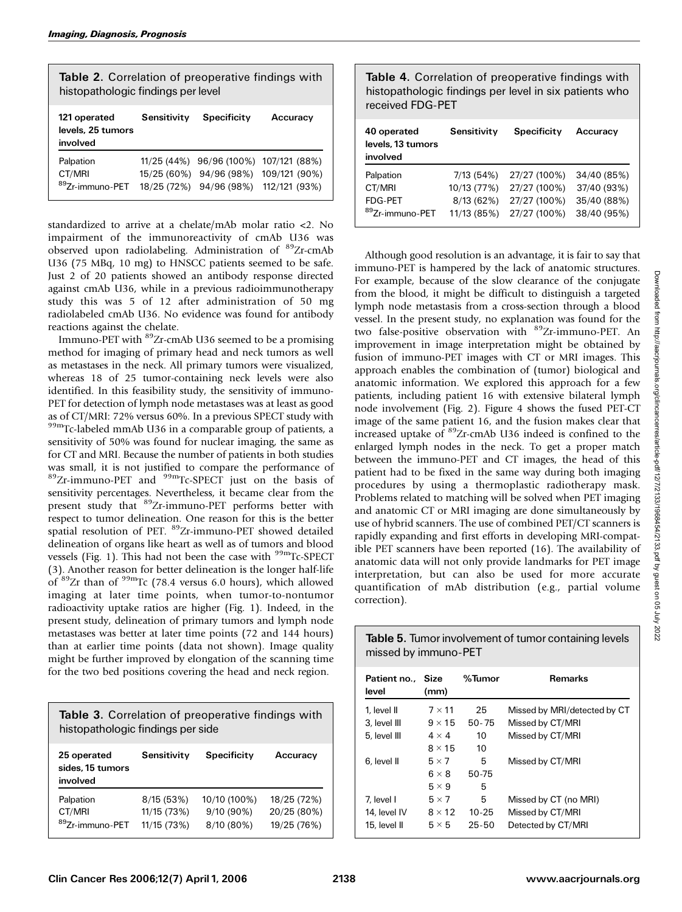**Table 2.** Correlation of preoperative findings with histopathologic findings per level

| 121 operated levels, 25 tumors involved | Sensitivity | Specificity | Accuracy |
|---|---|---|---|
| Palpation | 11/25 (44%) | 96/96 (100%) | 107/121 (88%) |
| CT/MRI | 15/25 (60%) | 94/96 (98%) | 109/121 (90%) |
| $^{89}$Zr-immuno-PET | 18/25 (72%) | 94/96 (98%) | 112/121 (93%) |

standardized to arrive at a chelate/mAb molar ratio <2. No impairment of the immunoreactivity of cmAb U36 was observed upon radiolabeling. Administration of $^{89}$Zr-cmAb U36 (75 MBq, 10 mg) to HNSCC patients seemed to be safe. Just 2 of 20 patients showed an antibody response directed against cmAb U36, while in a previous radioimmunotherapy study this was 5 of 12 after administration of 50 mg radiolabeled cmAb U36. No evidence was found for antibody reactions against the chelate.

Immuno-PET with $^{89}$Zr-cmAb U36 seemed to be a promising method for imaging of primary head and neck tumors as well as metastases in the neck. All primary tumors were visualized, whereas 18 of 25 tumor-containing neck levels were also identified. In this feasibility study, the sensitivity of immuno-PET for detection of lymph node metastases was at least as good as of CT/MRI: 72% versus 60%. In a previous SPECT study with $^{99m}$Tc-labeled mmAb U36 in a comparable group of patients, a sensitivity of 50% was found for nuclear imaging, the same as for CT and MRI. Because the number of patients in both studies was small, it is not justified to compare the performance of $^{89}$Zr-immuno-PET and $^{99m}$Tc-SPECT just on the basis of sensitivity percentages. Nevertheless, it became clear from the present study that $^{89}$Zr-immuno-PET performs better with respect to tumor delineation. One reason for this is the better spatial resolution of PET. $^{89}$Zr-immuno-PET showed detailed delineation of organs like heart as well as of tumors and blood vessels (Fig. 1). This had not been the case with $^{99m}$Tc-SPECT (3). Another reason for better delineation is the longer half-life of $^{89}$Zr than of $^{99m}$Tc (78.4 versus 6.0 hours), which allowed imaging at later time points, when tumor-to-nontumor radioactivity uptake ratios are higher (Fig. 1). Indeed, in the present study, delineation of primary tumors and lymph node metastases was better at later time points (72 and 144 hours) than at earlier time points (data not shown). Image quality might be further improved by elongation of the scanning time for the two bed positions covering the head and neck region.

**Table 3.** Correlation of preoperative findings with histopathologic findings per side

| 25 operated sides, 15 tumors involved | Sensitivity | Specificity | Accuracy |
|---|---|---|---|
| Palpation | 8/15 (53%) | 10/10 (100%) | 18/25 (72%) |
| CT/MRI | 11/15 (73%) | 9/10 (90%) | 20/25 (80%) |
| $^{89}$Zr-immuno-PET | 11/15 (73%) | 8/10 (80%) | 19/25 (76%) |

**Table 4.** Correlation of preoperative findings with histopathologic findings per level in six patients who received FDG-PET

| 40 operated levels, 13 tumors involved | Sensitivity | Specificity | Accuracy |
|---|---|---|---|
| Palpation | 7/13 (54%) | 27/27 (100%) | 34/40 (85%) |
| CT/MRI | 10/13 (77%) | 27/27 (100%) | 37/40 (93%) |
| FDG-PET | 8/13 (62%) | 27/27 (100%) | 35/40 (88%) |
| $^{89}$Zr-immuno-PET | 11/13 (85%) | 27/27 (100%) | 38/40 (95%) |

Although good resolution is an advantage, it is fair to say that immuno-PET is hampered by the lack of anatomic structures. For example, because of the slow clearance of the conjugate from the blood, it might be difficult to distinguish a targeted lymph node metastasis from a cross-section through a blood vessel. In the present study, no explanation was found for the two false-positive observation with $^{89}$Zr-immuno-PET. An improvement in image interpretation might be obtained by fusion of immuno-PET images with CT or MRI images. This approach enables the combination of (tumor) biological and anatomic information. We explored this approach for a few patients, including patient 16 with extensive bilateral lymph node involvement (Fig. 2). Figure 4 shows the fused PET-CT image of the same patient 16, and the fusion makes clear that increased uptake of $^{89}$Zr-cmAb U36 indeed is confined to the enlarged lymph nodes in the neck. To get a proper match between the immuno-PET and CT images, the head of this patient had to be fixed in the same way during both imaging procedures by using a thermoplastic radiotherapy mask. Problems related to matching will be solved when PET imaging and anatomic CT or MRI imaging are done simultaneously by use of hybrid scanners. The use of combined PET/CT scanners is rapidly expanding and first efforts in developing MRI-compatible PET scanners have been reported (16). The availability of anatomic data will not only provide landmarks for PET image interpretation, but can also be used for more accurate quantification of mAb distribution (e.g., partial volume correction).

**Table 5.** Tumor involvement of tumor containing levels missed by immuno-PET

| Patient no., level | Size (mm) | %Tumor | Remarks |
|---|---|---|---|
| 1, level II | 7 × 11 | 25 | Missed by MRI/detected by CT |
| 3, level III | 9 × 15 | 50-75 | Missed by CT/MRI |
| 5, level III | 4 × 4 | 10 | Missed by CT/MRI |
| | 8 × 15 | 10 | |
| 6, level II | 5 × 7 | 5 | Missed by CT/MRI |
| | 6 × 8 | 50-75 | |
| | 5 × 9 | 5 | |
| 7, level I | 5 × 7 | 5 | Missed by CT (no MRI) |
| 14, level IV | 8 × 12 | 10-25 | Missed by CT/MRI |
| 15, level II | 5 × 5 | 25-50 | Detected by CT/MRI |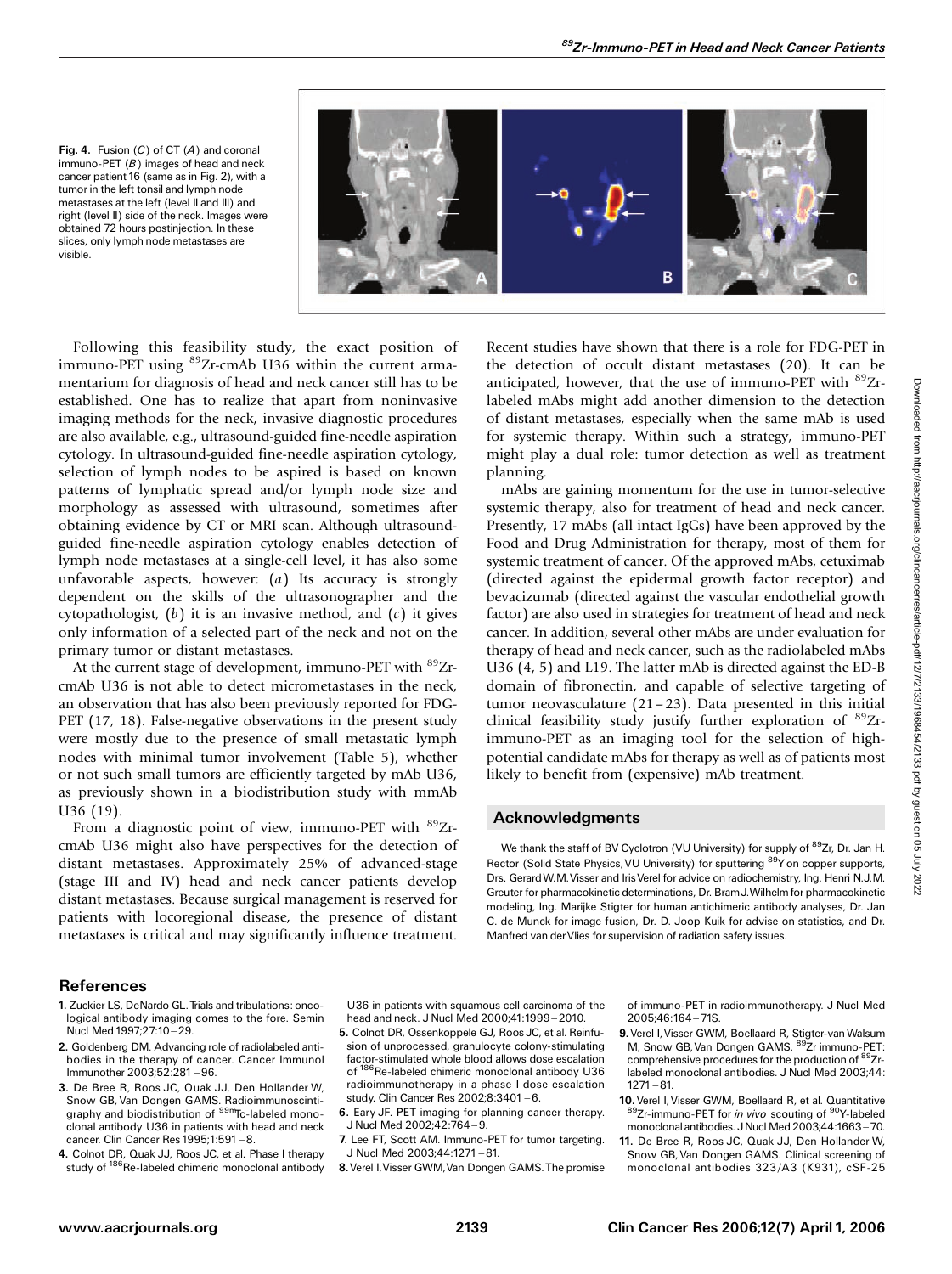**Fig. 4.** Fusion (*C*) of CT (*A*) and coronal immuno-PET (*B*) images of head and neck cancer patient 16 (same as in Fig. 2), with a tumor in the left tonsil and lymph node metastases at the left (level II and III) and right (level II) side of the neck. Images were obtained 72 hours postinjection. In these slices, only lymph node metastases are visible.

Following this feasibility study, the exact position of immuno-PET using $^{89}$Zr-cmAb U36 within the current armamentarium for diagnosis of head and neck cancer still has to be established. One has to realize that apart from noninvasive imaging methods for the neck, invasive diagnostic procedures are also available, e.g., ultrasound-guided fine-needle aspiration cytology. In ultrasound-guided fine-needle aspiration cytology, selection of lymph nodes to be aspired is based on known patterns of lymphatic spread and/or lymph node size and morphology as assessed with ultrasound, sometimes after obtaining evidence by CT or MRI scan. Although ultrasound-guided fine-needle aspiration cytology enables detection of lymph node metastases at a single-cell level, it has also some unfavorable aspects, however: (*a*) Its accuracy is strongly dependent on the skills of the ultrasonographer and the cytopathologist, (*b*) it is an invasive method, and (*c*) it gives only information of a selected part of the neck and not on the primary tumor or distant metastases.

At the current stage of development, immuno-PET with $^{89}$Zr-cmAb U36 is not able to detect micrometastases in the neck, an observation that has also been previously reported for FDG-PET (17, 18). False-negative observations in the present study were mostly due to the presence of small metastatic lymph nodes with minimal tumor involvement (Table 5), whether or not such small tumors are efficiently targeted by mAb U36, as previously shown in a biodistribution study with mmAb U36 (19).

From a diagnostic point of view, immuno-PET with $^{89}$Zr-cmAb U36 might also have perspectives for the detection of distant metastases. Approximately 25% of advanced-stage (stage III and IV) head and neck cancer patients develop distant metastases. Because surgical management is reserved for patients with locoregional disease, the presence of distant metastases is critical and may significantly influence treatment. Recent studies have shown that there is a role for FDG-PET in the detection of occult distant metastases (20). It can be anticipated, however, that the use of immuno-PET with $^{89}$Zr-labeled mAbs might add another dimension to the detection of distant metastases, especially when the same mAb is used for systemic therapy. Within such a strategy, immuno-PET might play a dual role: tumor detection as well as treatment planning.

mAbs are gaining momentum for the use in tumor-selective systemic therapy, also for treatment of head and neck cancer. Presently, 17 mAbs (all intact IgGs) have been approved by the Food and Drug Administration for therapy, most of them for systemic treatment of cancer. Of the approved mAbs, cetuximab (directed against the epidermal growth factor receptor) and bevacizumab (directed against the vascular endothelial growth factor) are also used in strategies for treatment of head and neck cancer. In addition, several other mAbs are under evaluation for therapy of head and neck cancer, such as the radiolabeled mAbs U36 (4, 5) and L19. The latter mAb is directed against the ED-B domain of fibronectin, and capable of selective targeting of tumor neovasculature (21–23). Data presented in this initial clinical feasibility study justify further exploration of $^{89}$Zr-immuno-PET as an imaging tool for the selection of high-potential candidate mAbs for therapy as well as of patients most likely to benefit from (expensive) mAb treatment.

## Acknowledgments

We thank the staff of BV Cyclotron (VU University) for supply of $^{89}$Zr, Dr. Jan H. Rector (Solid State Physics, VU University) for sputtering $^{89}$Y on copper supports, Drs. Gerard W.M. Visser and Iris Verel for advice on radiochemistry, Ing. Henri N.J.M. Greuter for pharmacokinetic determinations, Dr. Bram J. Wilhelm for pharmacokinetic modeling, Ing. Marijke Stigter for human antichimeric antibody analyses, Dr. Jan C. de Munck for image fusion, Dr. D. Joop Kuik for advise on statistics, and Dr. Manfred van der Vlies for supervision of radiation safety issues.

## References

1. Zuckier LS, DeNardo GL. Trials and tribulations: oncological antibody imaging comes to the fore. Semin Nucl Med 1997;27:10–29.
2. Goldenberg DM. Advancing role of radiolabeled antibodies in the therapy of cancer. Cancer Immunol Immunother 2003;52:281–96.
3. De Bree R, Roos JC, Quak JJ, Den Hollander W, Snow GB, Van Dongen GAMS. Radioimmunoscintigraphy and biodistribution of $^{99m}$Tc-labeled monoclonal antibody U36 in patients with head and neck cancer. Clin Cancer Res 1995;1:591–8.
4. Colnot DR, Quak JJ, Roos JC, et al. Phase I therapy study of $^{186}$Re-labeled chimeric monoclonal antibody U36 in patients with squamous cell carcinoma of the head and neck. J Nucl Med 2000;41:1999–2010.
5. Colnot DR, Ossenkoppele GJ, Roos JC, et al. Reinfusion of unprocessed, granulocyte colony-stimulating factor-stimulated whole blood allows dose escalation of $^{186}$Re-labeled chimeric monoclonal antibody U36 radioimmunotherapy in a phase I dose escalation study. Clin Cancer Res 2002;8:3401–6.
6. Eary JF. PET imaging for planning cancer therapy. J Nucl Med 2002;42:764–9.
7. Lee FT, Scott AM. Immuno-PET for tumor targeting. J Nucl Med 2003;44:1271–81.
8. Verel I, Visser GWM, Van Dongen GAMS. The promise of immuno-PET in radioimmunotherapy. J Nucl Med 2005;46:164–71S.
9. Verel I, Visser GWM, Boellaard R, Stigter-van Walsum M, Snow GB, Van Dongen GAMS. $^{89}$Zr immuno-PET: comprehensive procedures for the production of $^{89}$Zr-labeled monoclonal antibodies. J Nucl Med 2003;44:1271–81.
10. Verel I, Visser GWM, Boellaard R, et al. Quantitative $^{89}$Zr-immuno-PET for *in vivo* scouting of $^{90}$Y-labeled monoclonal antibodies. J Nucl Med 2003;44:1663–70.
11. De Bree R, Roos JC, Quak JJ, Den Hollander W, Snow GB, Van Dongen GAMS. Clinical screening of monoclonal antibodies 323/A3 (K931), cSF-25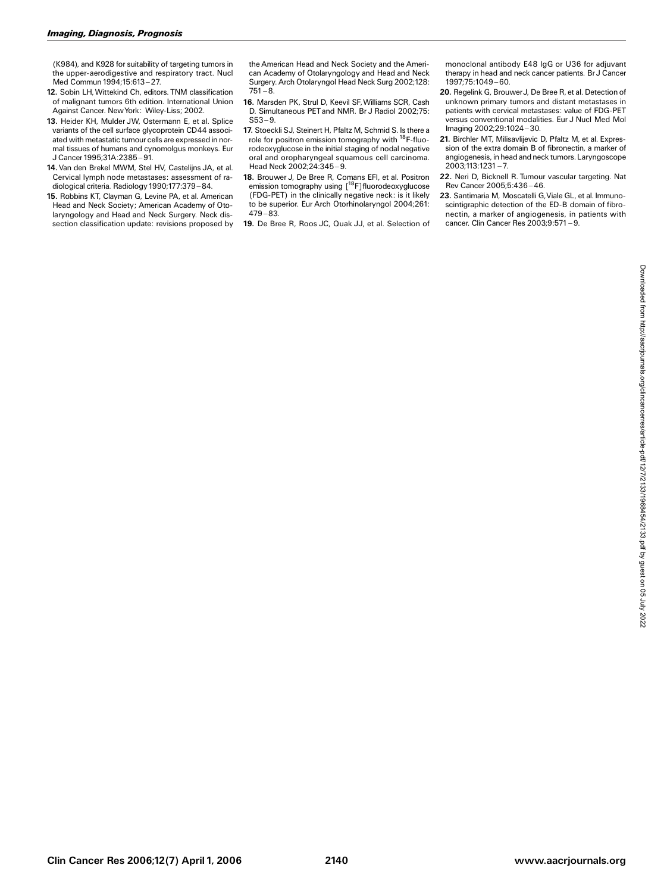(K984), and K928 for suitability of targeting tumors in the upper-aerodigestive and respiratory tract. Nucl Med Commun 1994;15:613–27.

12. Sobin LH, Wittekind Ch, editors. TNM classification of malignant tumors 6th edition. International Union Against Cancer. New York: Wiley-Liss; 2002.

13. Heider KH, Mulder JW, Ostermann E, et al. Splice variants of the cell surface glycoprotein CD44 associated with metastatic tumour cells are expressed in normal tissues of humans and cynomolgus monkeys. Eur J Cancer 1995;31A:2385–91.

14. Van den Brekel MWM, Stel HV, Castelijns JA, et al. Cervical lymph node metastases: assessment of radiological criteria. Radiology 1990;177:379–84.

15. Robbins KT, Clayman G, Levine PA, et al. American Head and Neck Society; American Academy of Otolaryngology and Head and Neck Surgery. Neck dissection classification update: revisions proposed by the American Head and Neck Society and the American Academy of Otolaryngology and Head and Neck Surgery. Arch Otolaryngol Head Neck Surg 2002;128:751–8.

16. Marsden PK, Strul D, Keevil SF, Williams SCR, Cash D. Simultaneous PET and NMR. Br J Radiol 2002;75:S53–9.

17. Stoeckli SJ, Steinert H, Pfaltz M, Schmid S. Is there a role for positron emission tomography with $^{18}$F-fluorodeoxyglucose in the initial staging of nodal negative oral and oropharyngeal squamous cell carcinoma. Head Neck 2002;24:345–9.

18. Brouwer J, De Bree R, Comans EFI, et al. Positron emission tomography using [$^{18}$F]fluorodeoxyglucose (FDG-PET) in the clinically negative neck: is it likely to be superior. Eur Arch Otorhinolaryngol 2004;261:479–83.

19. De Bree R, Roos JC, Quak JJ, et al. Selection of monoclonal antibody E48 IgG or U36 for adjuvant therapy in head and neck cancer patients. Br J Cancer 1997;75:1049–60.

20. Regelink G, Brouwer J, De Bree R, et al. Detection of unknown primary tumors and distant metastases in patients with cervical metastases: value of FDG-PET versus conventional modalities. Eur J Nucl Med Mol Imaging 2002;29:1024–30.

21. Birchler MT, Milisavlijevic D, Pfaltz M, et al. Expression of the extra domain B of fibronectin, a marker of angiogenesis, in head and neck tumors. Laryngoscope 2003;113:1231–7.

22. Neri D, Bicknell R. Tumour vascular targeting. Nat Rev Cancer 2005;5:436–46.

23. Santimaria M, Moscatelli G, Viale GL, et al. Immunoscintigraphic detection of the ED-B domain of fibronectin, a marker of angiogenesis, in patients with cancer. Clin Cancer Res 2003;9:571–9.